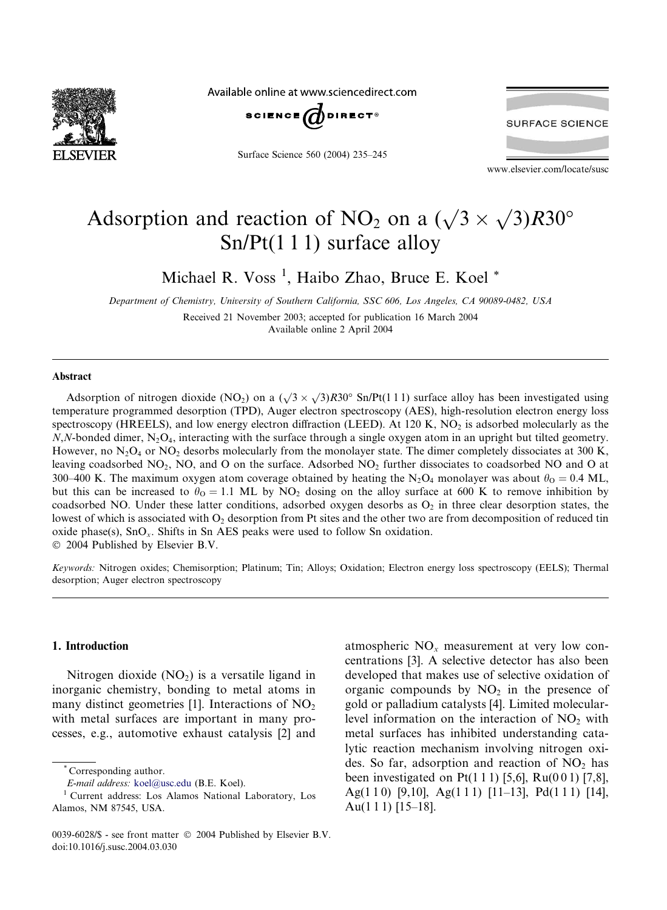# Adsorption and reaction of $NO_2$ on a $(\sqrt{3} \times \sqrt{3})R30°$ Sn/Pt(1 1 1) surface alloy

Michael R. Voss [1], Haibo Zhao, Bruce E. Koel *

*Department of Chemistry, University of Southern California, SSC 606, Los Angeles, CA 90089-0482, USA*

Received 21 November 2003; accepted for publication 16 March 2004

Available online 2 April 2004

## Abstract

Adsorption of nitrogen dioxide ($NO_2$) on a $(\sqrt{3} \times \sqrt{3})R30°$ Sn/Pt(1 1 1) surface alloy has been investigated using temperature programmed desorption (TPD), Auger electron spectroscopy (AES), high-resolution electron energy loss spectroscopy (HREELS), and low energy electron diffraction (LEED). At 120 K, $NO_2$ is adsorbed molecularly as the *N,N*-bonded dimer, $N_2O_4$, interacting with the surface through a single oxygen atom in an upright but tilted geometry. However, no $N_2O_4$ or $NO_2$ desorbs molecularly from the monolayer state. The dimer completely dissociates at 300 K, leaving coadsorbed $NO_2$, NO, and O on the surface. Adsorbed $NO_2$ further dissociates to coadsorbed NO and O at 300–400 K. The maximum oxygen atom coverage obtained by heating the $N_2O_4$ monolayer was about $\theta_O = 0.4$ ML, but this can be increased to $\theta_O = 1.1$ ML by $NO_2$ dosing on the alloy surface at 600 K to remove inhibition by coadsorbed NO. Under these latter conditions, adsorbed oxygen desorbs as $O_2$ in three clear desorption states, the lowest of which is associated with $O_2$ desorption from Pt sites and the other two are from decomposition of reduced tin oxide phase(s), $SnO_x$. Shifts in Sn AES peaks were used to follow Sn oxidation.

© 2004 Published by Elsevier B.V.

*Keywords:* Nitrogen oxides; Chemisorption; Platinum; Tin; Alloys; Oxidation; Electron energy loss spectroscopy (EELS); Thermal desorption; Auger electron spectroscopy

## 1. Introduction

Nitrogen dioxide ($NO_2$) is a versatile ligand in inorganic chemistry, bonding to metal atoms in many distinct geometries [1]. Interactions of $NO_2$ with metal surfaces are important in many processes, e.g., automotive exhaust catalysis [2] and atmospheric $NO_x$ measurement at very low concentrations [3]. A selective detector has also been developed that makes use of selective oxidation of organic compounds by $NO_2$ in the presence of gold or palladium catalysts [4]. Limited molecular-level information on the interaction of $NO_2$ with metal surfaces has inhibited understanding catalytic reaction mechanism involving nitrogen oxides. So far, adsorption and reaction of $NO_2$ has been investigated on Pt(1 1 1) [5,6], Ru(0 0 1) [7,8], Ag(1 1 0) [9,10], Ag(1 1 1) [11–13], Pd(1 1 1) [14], Au(1 1 1) [15–18].

---

* Corresponding author.
*E-mail address:* koel@usc.edu (B.E. Koel).

[1] Current address: Los Alamos National Laboratory, Los Alamos, NM 87545, USA.

0039-6028/$ - see front matter © 2004 Published by Elsevier B.V.
doi:10.1016/j.susc.2004.03.030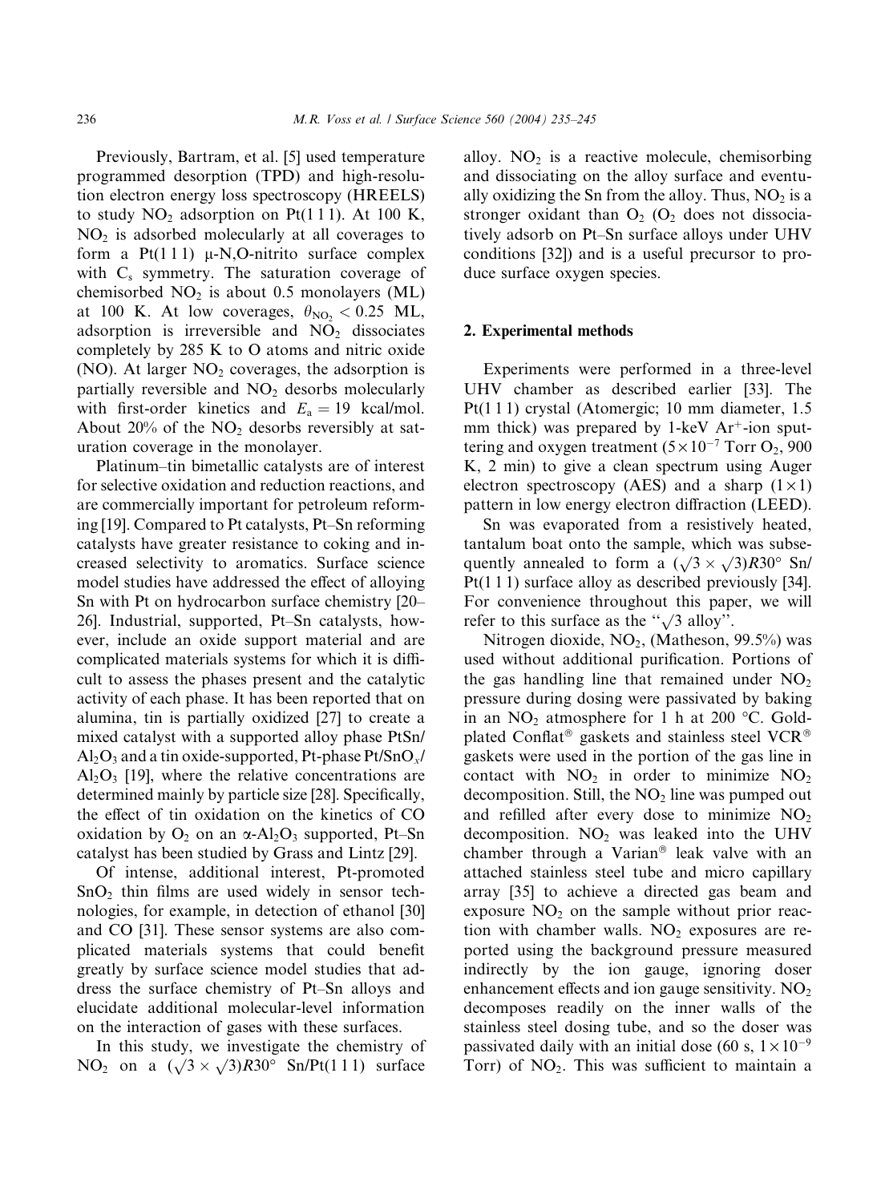Previously, Bartram, et al. [5] used temperature programmed desorption (TPD) and high-resolution electron energy loss spectroscopy (HREELS) to study $NO_2$ adsorption on Pt(1 1 1). At 100 K, $NO_2$ is adsorbed molecularly at all coverages to form a Pt(1 1 1) μ-N,O-nitrito surface complex with $C_s$ symmetry. The saturation coverage of chemisorbed $NO_2$ is about 0.5 monolayers (ML) at 100 K. At low coverages, $\theta_{NO_2} < 0.25$ ML, adsorption is irreversible and $NO_2$ dissociates completely by 285 K to O atoms and nitric oxide (NO). At larger $NO_2$ coverages, the adsorption is partially reversible and $NO_2$ desorbs molecularly with first-order kinetics and $E_a = 19$ kcal/mol. About 20% of the $NO_2$ desorbs reversibly at saturation coverage in the monolayer.

Platinum–tin bimetallic catalysts are of interest for selective oxidation and reduction reactions, and are commercially important for petroleum reforming [19]. Compared to Pt catalysts, Pt–Sn reforming catalysts have greater resistance to coking and increased selectivity to aromatics. Surface science model studies have addressed the effect of alloying Sn with Pt on hydrocarbon surface chemistry [20–26]. Industrial, supported, Pt–Sn catalysts, however, include an oxide support material and are complicated materials systems for which it is difficult to assess the phases present and the catalytic activity of each phase. It has been reported that on alumina, tin is partially oxidized [27] to create a mixed catalyst with a supported alloy phase $PtSn/Al_2O_3$ and a tin oxide-supported, Pt-phase $Pt/SnO_x/Al_2O_3$ [19], where the relative concentrations are determined mainly by particle size [28]. Specifically, the effect of tin oxidation on the kinetics of CO oxidation by $O_2$ on an $\alpha$-$Al_2O_3$ supported, Pt–Sn catalyst has been studied by Grass and Lintz [29].

Of intense, additional interest, Pt-promoted $SnO_2$ thin films are used widely in sensor technologies, for example, in detection of ethanol [30] and CO [31]. These sensor systems are also complicated materials systems that could benefit greatly by surface science model studies that address the surface chemistry of Pt–Sn alloys and elucidate additional molecular-level information on the interaction of gases with these surfaces.

In this study, we investigate the chemistry of $NO_2$ on a $(\sqrt{3} \times \sqrt{3})R30°$ Sn/Pt(1 1 1) surface alloy. $NO_2$ is a reactive molecule, chemisorbing and dissociating on the alloy surface and eventually oxidizing the Sn from the alloy. Thus, $NO_2$ is a stronger oxidant than $O_2$ ($O_2$ does not dissociatively adsorb on Pt–Sn surface alloys under UHV conditions [32]) and is a useful precursor to produce surface oxygen species.

## 2. Experimental methods

Experiments were performed in a three-level UHV chamber as described earlier [33]. The Pt(1 1 1) crystal (Atomergic; 10 mm diameter, 1.5 mm thick) was prepared by 1-keV $Ar^+$-ion sputtering and oxygen treatment ($5 \times 10^{-7}$ Torr $O_2$, 900 K, 2 min) to give a clean spectrum using Auger electron spectroscopy (AES) and a sharp $(1 \times 1)$ pattern in low energy electron diffraction (LEED).

Sn was evaporated from a resistively heated, tantalum boat onto the sample, which was subsequently annealed to form a $(\sqrt{3} \times \sqrt{3})R30°$ Sn/Pt(1 1 1) surface alloy as described previously [34]. For convenience throughout this paper, we will refer to this surface as the "$\sqrt{3}$ alloy".

Nitrogen dioxide, $NO_2$, (Matheson, 99.5%) was used without additional purification. Portions of the gas handling line that remained under $NO_2$ pressure during dosing were passivated by baking in an $NO_2$ atmosphere for 1 h at 200 °C. Gold-plated Conflat® gaskets and stainless steel VCR® gaskets were used in the portion of the gas line in contact with $NO_2$ in order to minimize $NO_2$ decomposition. Still, the $NO_2$ line was pumped out and refilled after every dose to minimize $NO_2$ decomposition. $NO_2$ was leaked into the UHV chamber through a Varian® leak valve with an attached stainless steel tube and micro capillary array [35] to achieve a directed gas beam and exposure $NO_2$ on the sample without prior reaction with chamber walls. $NO_2$ exposures are reported using the background pressure measured indirectly by the ion gauge, ignoring doser enhancement effects and ion gauge sensitivity. $NO_2$ decomposes readily on the inner walls of the stainless steel dosing tube, and so the doser was passivated daily with an initial dose (60 s, $1 \times 10^{-9}$ Torr) of $NO_2$. This was sufficient to maintain a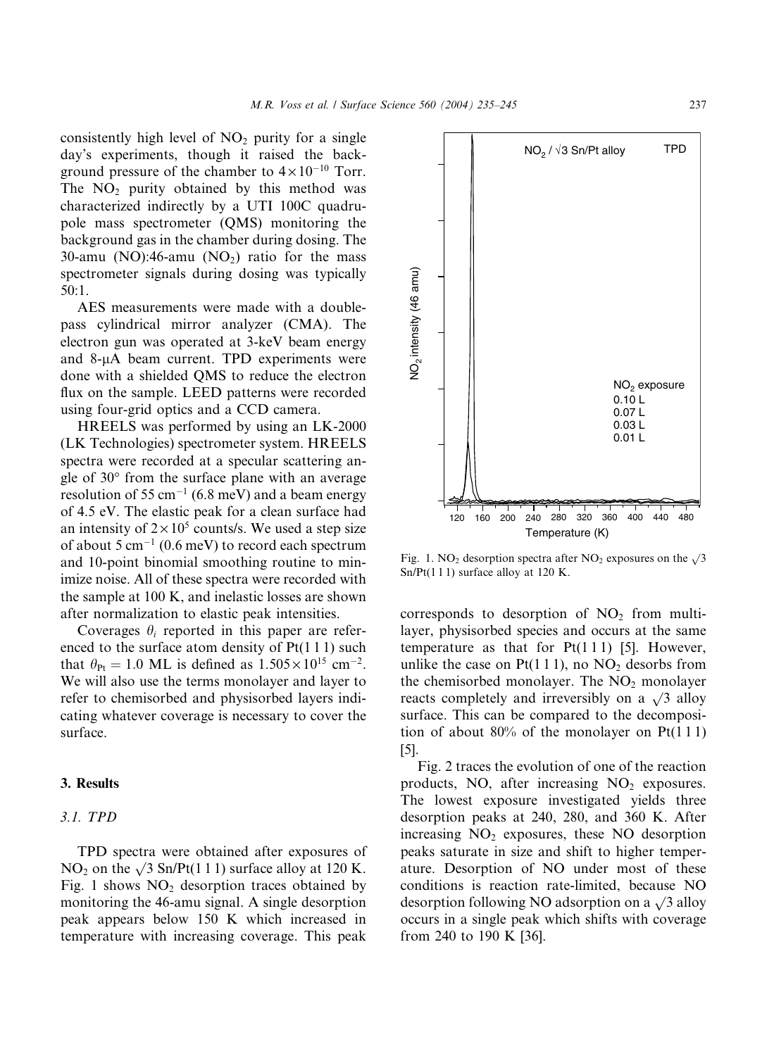consistently high level of $NO_2$ purity for a single day's experiments, though it raised the background pressure of the chamber to $4\times10^{-10}$ Torr. The $NO_2$ purity obtained by this method was characterized indirectly by a UTI 100C quadrupole mass spectrometer (QMS) monitoring the background gas in the chamber during dosing. The 30-amu (NO):46-amu ($NO_2$) ratio for the mass spectrometer signals during dosing was typically 50:1.

AES measurements were made with a double-pass cylindrical mirror analyzer (CMA). The electron gun was operated at 3-keV beam energy and 8-μA beam current. TPD experiments were done with a shielded QMS to reduce the electron flux on the sample. LEED patterns were recorded using four-grid optics and a CCD camera.

HREELS was performed by using an LK-2000 (LK Technologies) spectrometer system. HREELS spectra were recorded at a specular scattering angle of 30° from the surface plane with an average resolution of 55 $cm^{-1}$ (6.8 meV) and a beam energy of 4.5 eV. The elastic peak for a clean surface had an intensity of $2\times10^5$ counts/s. We used a step size of about 5 $cm^{-1}$ (0.6 meV) to record each spectrum and 10-point binomial smoothing routine to minimize noise. All of these spectra were recorded with the sample at 100 K, and inelastic losses are shown after normalization to elastic peak intensities.

Coverages $\theta_i$ reported in this paper are referenced to the surface atom density of Pt(1 1 1) such that $\theta_{Pt} = 1.0$ ML is defined as $1.505\times10^{15}$ $cm^{-2}$. We will also use the terms monolayer and layer to refer to chemisorbed and physisorbed layers indicating whatever coverage is necessary to cover the surface.

## 3. Results

### 3.1. TPD

TPD spectra were obtained after exposures of $NO_2$ on the $\sqrt{3}$ Sn/Pt(1 1 1) surface alloy at 120 K. Fig. 1 shows $NO_2$ desorption traces obtained by monitoring the 46-amu signal. A single desorption peak appears below 150 K which increased in temperature with increasing coverage. This peak corresponds to desorption of $NO_2$ from multilayer, physisorbed species and occurs at the same temperature as that for Pt(1 1 1) [5]. However, unlike the case on Pt(1 1 1), no $NO_2$ desorbs from the chemisorbed monolayer. The $NO_2$ monolayer reacts completely and irreversibly on a $\sqrt{3}$ alloy surface. This can be compared to the decomposition of about 80% of the monolayer on Pt(1 1 1) [5].

Fig. 1. $NO_2$ desorption spectra after $NO_2$ exposures on the $\sqrt{3}$ Sn/Pt(1 1 1) surface alloy at 120 K.

Fig. 2 traces the evolution of one of the reaction products, NO, after increasing $NO_2$ exposures. The lowest exposure investigated yields three desorption peaks at 240, 280, and 360 K. After increasing $NO_2$ exposures, these NO desorption peaks saturate in size and shift to higher temperature. Desorption of NO under most of these conditions is reaction rate-limited, because NO desorption following NO adsorption on a $\sqrt{3}$ alloy occurs in a single peak which shifts with coverage from 240 to 190 K [36].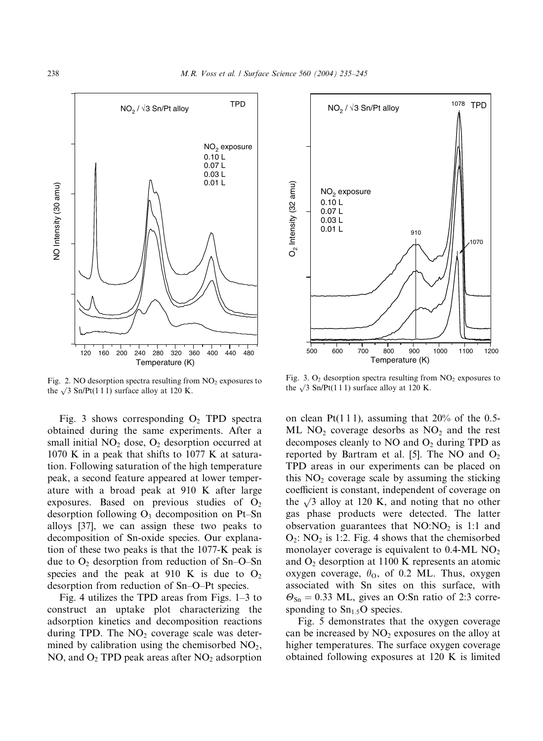Fig. 2. NO desorption spectra resulting from $NO_2$ exposures to the $\sqrt{3}$ Sn/Pt(1 1 1) surface alloy at 120 K.

Fig. 3. $O_2$ desorption spectra resulting from $NO_2$ exposures to the $\sqrt{3}$ Sn/Pt(1 1 1) surface alloy at 120 K.

Fig. 3 shows corresponding $O_2$ TPD spectra obtained during the same experiments. After a small initial $NO_2$ dose, $O_2$ desorption occurred at 1070 K in a peak that shifts to 1077 K at saturation. Following saturation of the high temperature peak, a second feature appeared at lower temperature with a broad peak at 910 K after large exposures. Based on previous studies of $O_2$ desorption following $O_3$ decomposition on Pt–Sn alloys [37], we can assign these two peaks to decomposition of Sn-oxide species. Our explanation of these two peaks is that the 1077-K peak is due to $O_2$ desorption from reduction of Sn–O–Sn species and the peak at 910 K is due to $O_2$ desorption from reduction of Sn–O–Pt species.

Fig. 4 utilizes the TPD areas from Figs. 1–3 to construct an uptake plot characterizing the adsorption kinetics and decomposition reactions during TPD. The $NO_2$ coverage scale was determined by calibration using the chemisorbed $NO_2$, NO, and $O_2$ TPD peak areas after $NO_2$ adsorption on clean Pt(1 1 1), assuming that 20% of the 0.5-ML $NO_2$ coverage desorbs as $NO_2$ and the rest decomposes cleanly to NO and $O_2$ during TPD as reported by Bartram et al. [5]. The NO and $O_2$ TPD areas in our experiments can be placed on this $NO_2$ coverage scale by assuming the sticking coefficient is constant, independent of coverage on the $\sqrt{3}$ alloy at 120 K, and noting that no other gas phase products were detected. The latter observation guarantees that NO:$NO_2$ is 1:1 and $O_2$: $NO_2$ is 1:2. Fig. 4 shows that the chemisorbed monolayer coverage is equivalent to 0.4-ML $NO_2$ and $O_2$ desorption at 1100 K represents an atomic oxygen coverage, $\theta_O$, of 0.2 ML. Thus, oxygen associated with Sn sites on this surface, with $\Theta_{Sn} = 0.33$ ML, gives an O:Sn ratio of 2:3 corresponding to $Sn_{1.5}O$ species.

Fig. 5 demonstrates that the oxygen coverage can be increased by $NO_2$ exposures on the alloy at higher temperatures. The surface oxygen coverage obtained following exposures at 120 K is limited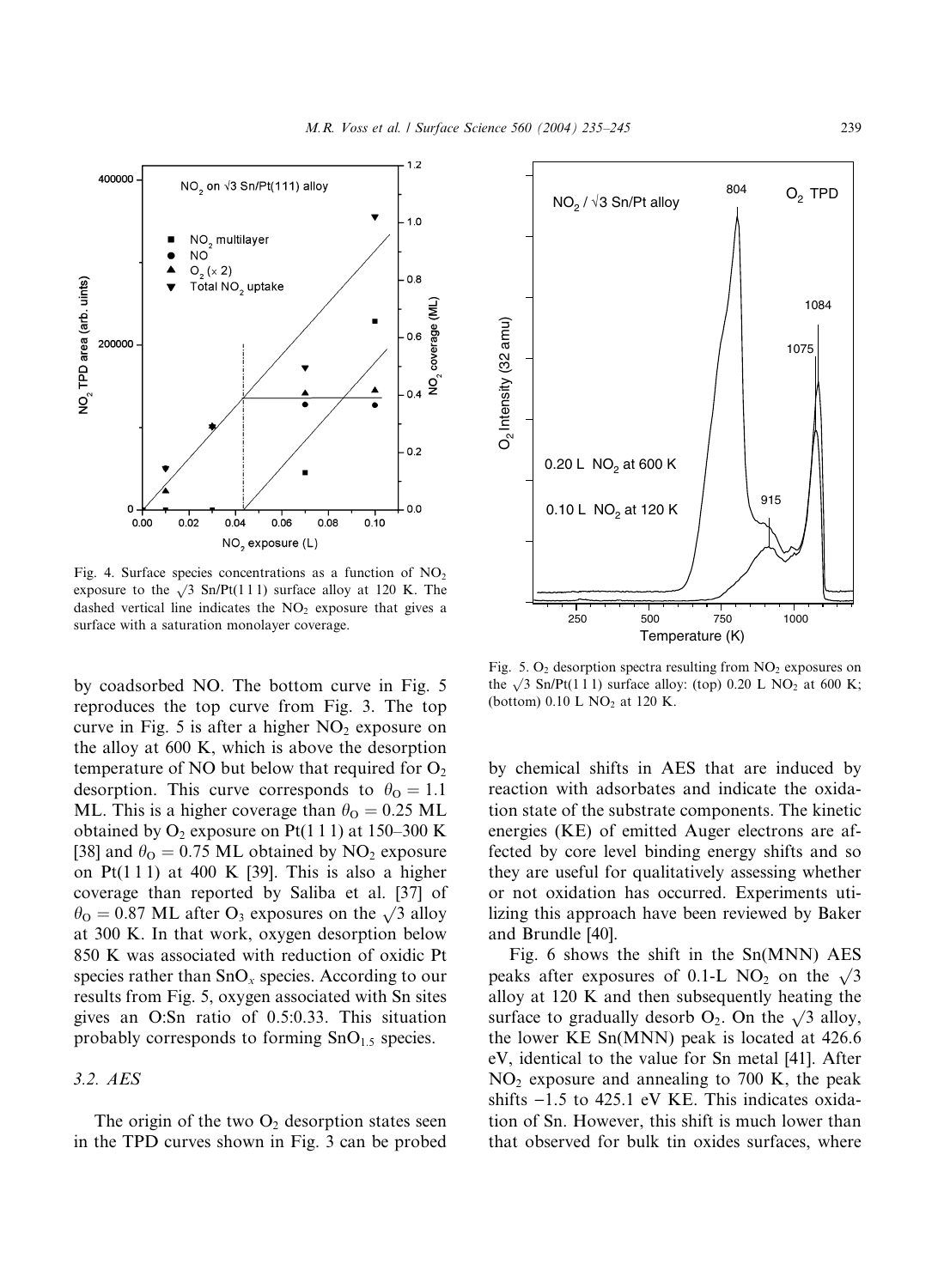Fig. 4. Surface species concentrations as a function of $NO_2$ exposure to the $\sqrt{3}$ Sn/Pt(111) surface alloy at 120 K. The dashed vertical line indicates the $NO_2$ exposure that gives a surface with a saturation monolayer coverage.

Fig. 5. $O_2$ desorption spectra resulting from $NO_2$ exposures on the $\sqrt{3}$ Sn/Pt(111) surface alloy: (top) 0.20 L $NO_2$ at 600 K; (bottom) 0.10 L $NO_2$ at 120 K.

by coadsorbed NO. The bottom curve in Fig. 5 reproduces the top curve from Fig. 3. The top curve in Fig. 5 is after a higher $NO_2$ exposure on the alloy at 600 K, which is above the desorption temperature of NO but below that required for $O_2$ desorption. This curve corresponds to $\theta_O = 1.1$ ML. This is a higher coverage than $\theta_O = 0.25$ ML obtained by $O_2$ exposure on Pt(111) at 150–300 K [38] and $\theta_O = 0.75$ ML obtained by $NO_2$ exposure on Pt(111) at 400 K [39]. This is also a higher coverage than reported by Saliba et al. [37] of $\theta_O = 0.87$ ML after $O_3$ exposures on the $\sqrt{3}$ alloy at 300 K. In that work, oxygen desorption below 850 K was associated with reduction of oxidic Pt species rather than $SnO_x$ species. According to our results from Fig. 5, oxygen associated with Sn sites gives an O:Sn ratio of 0.5:0.33. This situation probably corresponds to forming $SnO_{1.5}$ species.

### 3.2. AES

The origin of the two $O_2$ desorption states seen in the TPD curves shown in Fig. 3 can be probed by chemical shifts in AES that are induced by reaction with adsorbates and indicate the oxidation state of the substrate components. The kinetic energies (KE) of emitted Auger electrons are affected by core level binding energy shifts and so they are useful for qualitatively assessing whether or not oxidation has occurred. Experiments utilizing this approach have been reviewed by Baker and Brundle [40].

Fig. 6 shows the shift in the Sn(MNN) AES peaks after exposures of 0.1-L $NO_2$ on the $\sqrt{3}$ alloy at 120 K and then subsequently heating the surface to gradually desorb $O_2$. On the $\sqrt{3}$ alloy, the lower KE Sn(MNN) peak is located at 426.6 eV, identical to the value for Sn metal [41]. After $NO_2$ exposure and annealing to 700 K, the peak shifts −1.5 to 425.1 eV KE. This indicates oxidation of Sn. However, this shift is much lower than that observed for bulk tin oxides surfaces, where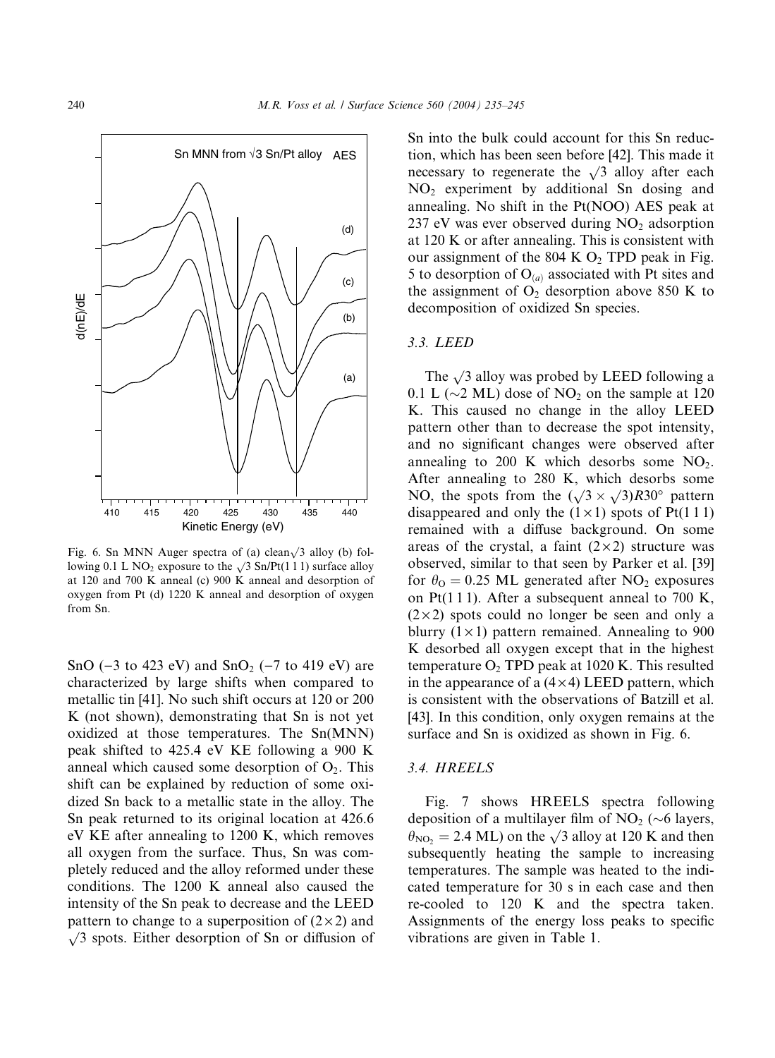Fig. 6. Sn MNN Auger spectra of (a) clean $\sqrt{3}$ alloy (b) following 0.1 L $NO_2$ exposure to the $\sqrt{3}$ Sn/Pt(1 1 1) surface alloy at 120 and 700 K anneal (c) 900 K anneal and desorption of oxygen from Pt (d) 1220 K anneal and desorption of oxygen from Sn.

SnO (−3 to 423 eV) and $SnO_2$ (−7 to 419 eV) are characterized by large shifts when compared to metallic tin [41]. No such shift occurs at 120 or 200 K (not shown), demonstrating that Sn is not yet oxidized at those temperatures. The Sn(MNN) peak shifted to 425.4 eV KE following a 900 K anneal which caused some desorption of $O_2$. This shift can be explained by reduction of some oxidized Sn back to a metallic state in the alloy. The Sn peak returned to its original location at 426.6 eV KE after annealing to 1200 K, which removes all oxygen from the surface. Thus, Sn was completely reduced and the alloy reformed under these conditions. The 1200 K anneal also caused the intensity of the Sn peak to decrease and the LEED pattern to change to a superposition of (2×2) and $\sqrt{3}$ spots. Either desorption of Sn or diffusion of Sn into the bulk could account for this Sn reduction, which has been seen before [42]. This made it necessary to regenerate the $\sqrt{3}$ alloy after each $NO_2$ experiment by additional Sn dosing and annealing. No shift in the Pt(NOO) AES peak at 237 eV was ever observed during $NO_2$ adsorption at 120 K or after annealing. This is consistent with our assignment of the 804 K $O_2$ TPD peak in Fig. 5 to desorption of $O_{(a)}$ associated with Pt sites and the assignment of $O_2$ desorption above 850 K to decomposition of oxidized Sn species.

### 3.3. LEED

The $\sqrt{3}$ alloy was probed by LEED following a 0.1 L (~2 ML) dose of $NO_2$ on the sample at 120 K. This caused no change in the alloy LEED pattern other than to decrease the spot intensity, and no significant changes were observed after annealing to 200 K which desorbs some $NO_2$. After annealing to 280 K, which desorbs some NO, the spots from the $(\sqrt{3} \times \sqrt{3})R30°$ pattern disappeared and only the (1×1) spots of Pt(1 1 1) remained with a diffuse background. On some areas of the crystal, a faint (2×2) structure was observed, similar to that seen by Parker et al. [39] for $\theta_O = 0.25$ ML generated after $NO_2$ exposures on Pt(1 1 1). After a subsequent anneal to 700 K, (2×2) spots could no longer be seen and only a blurry (1×1) pattern remained. Annealing to 900 K desorbed all oxygen except that in the highest temperature $O_2$ TPD peak at 1020 K. This resulted in the appearance of a (4×4) LEED pattern, which is consistent with the observations of Batzill et al. [43]. In this condition, only oxygen remains at the surface and Sn is oxidized as shown in Fig. 6.

### 3.4. HREELS

Fig. 7 shows HREELS spectra following deposition of a multilayer film of $NO_2$ (~6 layers, $\theta_{NO_2} = 2.4$ ML) on the $\sqrt{3}$ alloy at 120 K and then subsequently heating the sample to increasing temperatures. The sample was heated to the indicated temperature for 30 s in each case and then re-cooled to 120 K and the spectra taken. Assignments of the energy loss peaks to specific vibrations are given in Table 1.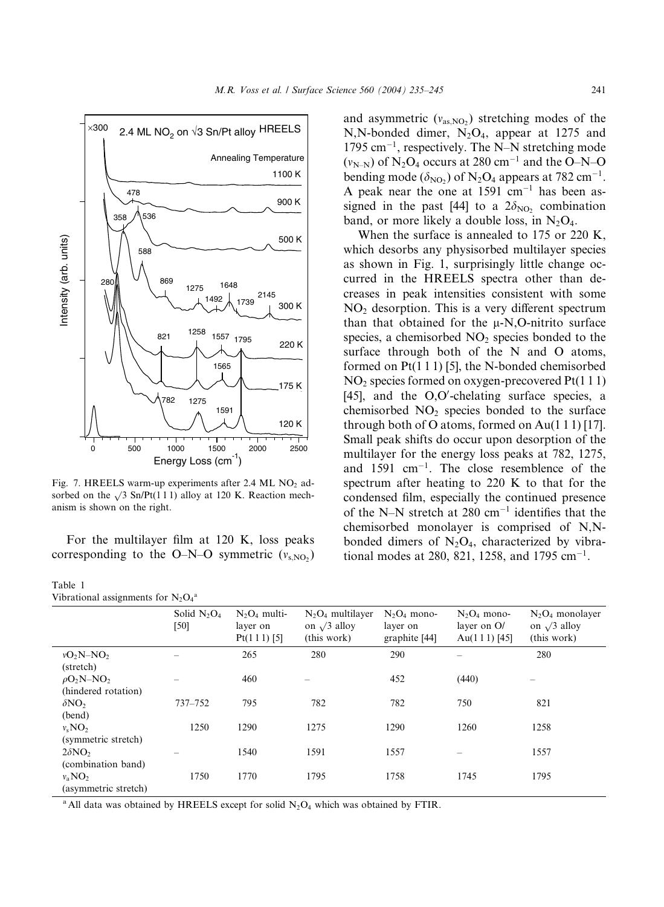Fig. 7. HREELS warm-up experiments after 2.4 ML $NO_2$ adsorbed on the $\sqrt{3}$ Sn/Pt(1 1 1) alloy at 120 K. Reaction mechanism is shown on the right.

For the multilayer film at 120 K, loss peaks corresponding to the O–N–O symmetric ($\nu_{s,NO_2}$) and asymmetric ($\nu_{as,NO_2}$) stretching modes of the N,N-bonded dimer, $N_2O_4$, appear at 1275 and 1795 $cm^{-1}$, respectively. The N–N stretching mode ($\nu_{N-N}$) of $N_2O_4$ occurs at 280 $cm^{-1}$ and the O–N–O bending mode ($\delta_{NO_2}$) of $N_2O_4$ appears at 782 $cm^{-1}$. A peak near the one at 1591 $cm^{-1}$ has been assigned in the past [44] to a $2\delta_{NO_2}$ combination band, or more likely a double loss, in $N_2O_4$.

When the surface is annealed to 175 or 220 K, which desorbs any physisorbed multilayer species as shown in Fig. 1, surprisingly little change occurred in the HREELS spectra other than decreases in peak intensities consistent with some $NO_2$ desorption. This is a very different spectrum than that obtained for the μ-N,O-nitrito surface species, a chemisorbed $NO_2$ species bonded to the surface through both of the N and O atoms, formed on Pt(1 1 1) [5], the N-bonded chemisorbed $NO_2$ species formed on oxygen-precovered Pt(1 1 1) [45], and the O,O′-chelating surface species, a chemisorbed $NO_2$ species bonded to the surface through both of O atoms, formed on Au(1 1 1) [17]. Small peak shifts do occur upon desorption of the multilayer for the energy loss peaks at 782, 1275, and 1591 $cm^{-1}$. The close resemblence of the spectrum after heating to 220 K to that for the condensed film, especially the continued presence of the N–N stretch at 280 $cm^{-1}$ identifies that the chemisorbed monolayer is comprised of N,N-bonded dimers of $N_2O_4$, characterized by vibrational modes at 280, 821, 1258, and 1795 $cm^{-1}$.

Table 1
Vibrational assignments for $N_2O_4$[a]

| | Solid $N_2O_4$ [50] | $N_2O_4$ multilayer on Pt(1 1 1) [5] | $N_2O_4$ multilayer on $\sqrt{3}$ alloy (this work) | $N_2O_4$ monolayer on graphite [44] | $N_2O_4$ monolayer on O/Au(1 1 1) [45] | $N_2O_4$ monolayer on $\sqrt{3}$ alloy (this work) |
|---|---|---|---|---|---|---|
| $\nu O_2N–NO_2$ (stretch) | – | 265 | 280 | 290 | – | 280 |
| $\rho O_2N–NO_2$ (hindered rotation) | – | 460 | – | 452 | (440) | – |
| $\delta NO_2$ (bend) | 737–752 | 795 | 782 | 782 | 750 | 821 |
| $\nu_s NO_2$ (symmetric stretch) | 1250 | 1290 | 1275 | 1290 | 1260 | 1258 |
| $2\delta NO_2$ (combination band) | – | 1540 | 1591 | 1557 | – | 1557 |
| $\nu_a NO_2$ (asymmetric stretch) | 1750 | 1770 | 1795 | 1758 | 1745 | 1795 |

[a] All data was obtained by HREELS except for solid $N_2O_4$ which was obtained by FTIR.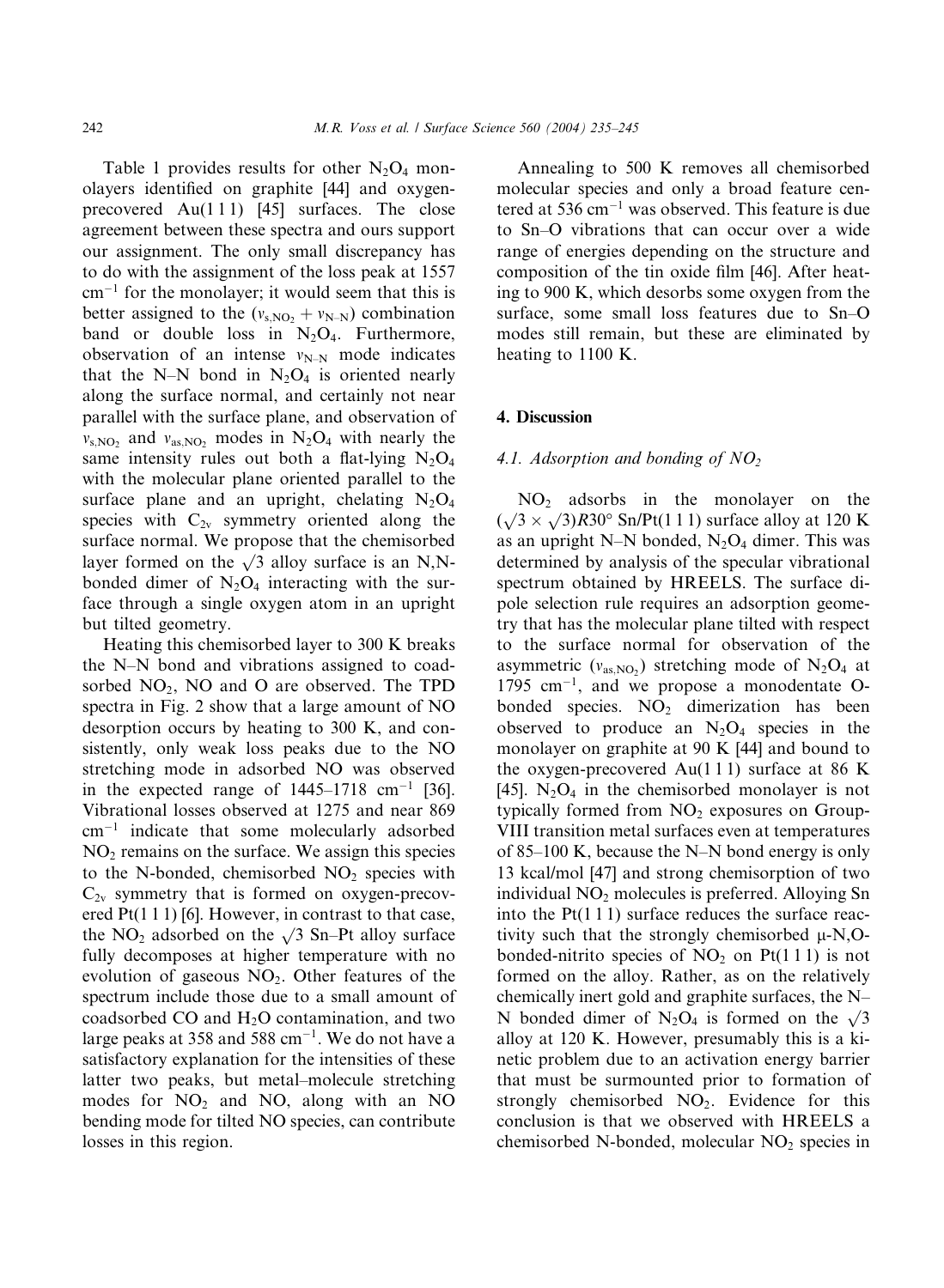Table 1 provides results for other $N_2O_4$ monolayers identified on graphite [44] and oxygen-precovered Au(1 1 1) [45] surfaces. The close agreement between these spectra and ours support our assignment. The only small discrepancy has to do with the assignment of the loss peak at 1557 $cm^{-1}$ for the monolayer; it would seem that this is better assigned to the $(\nu_{s,NO_2} + \nu_{N-N})$ combination band or double loss in $N_2O_4$. Furthermore, observation of an intense $\nu_{N-N}$ mode indicates that the N–N bond in $N_2O_4$ is oriented nearly along the surface normal, and certainly not near parallel with the surface plane, and observation of $\nu_{s,NO_2}$ and $\nu_{as,NO_2}$ modes in $N_2O_4$ with nearly the same intensity rules out both a flat-lying $N_2O_4$ with the molecular plane oriented parallel to the surface plane and an upright, chelating $N_2O_4$ species with $C_{2v}$ symmetry oriented along the surface normal. We propose that the chemisorbed layer formed on the $\sqrt{3}$ alloy surface is an N,N-bonded dimer of $N_2O_4$ interacting with the surface through a single oxygen atom in an upright but tilted geometry.

Heating this chemisorbed layer to 300 K breaks the N–N bond and vibrations assigned to coadsorbed $NO_2$, NO and O are observed. The TPD spectra in Fig. 2 show that a large amount of NO desorption occurs by heating to 300 K, and consistently, only weak loss peaks due to the NO stretching mode in adsorbed NO was observed in the expected range of 1445–1718 $cm^{-1}$ [36]. Vibrational losses observed at 1275 and near 869 $cm^{-1}$ indicate that some molecularly adsorbed $NO_2$ remains on the surface. We assign this species to the N-bonded, chemisorbed $NO_2$ species with $C_{2v}$ symmetry that is formed on oxygen-precovered Pt(1 1 1) [6]. However, in contrast to that case, the $NO_2$ adsorbed on the $\sqrt{3}$ Sn–Pt alloy surface fully decomposes at higher temperature with no evolution of gaseous $NO_2$. Other features of the spectrum include those due to a small amount of coadsorbed CO and $H_2O$ contamination, and two large peaks at 358 and 588 $cm^{-1}$. We do not have a satisfactory explanation for the intensities of these latter two peaks, but metal–molecule stretching modes for $NO_2$ and NO, along with an NO bending mode for tilted NO species, can contribute losses in this region.

Annealing to 500 K removes all chemisorbed molecular species and only a broad feature centered at 536 $cm^{-1}$ was observed. This feature is due to Sn–O vibrations that can occur over a wide range of energies depending on the structure and composition of the tin oxide film [46]. After heating to 900 K, which desorbs some oxygen from the surface, some small loss features due to Sn–O modes still remain, but these are eliminated by heating to 1100 K.

## 4. Discussion

### 4.1. Adsorption and bonding of $NO_2$

$NO_2$ adsorbs in the monolayer on the $(\sqrt{3} \times \sqrt{3})R30°$ Sn/Pt(1 1 1) surface alloy at 120 K as an upright N–N bonded, $N_2O_4$ dimer. This was determined by analysis of the specular vibrational spectrum obtained by HREELS. The surface dipole selection rule requires an adsorption geometry that has the molecular plane tilted with respect to the surface normal for observation of the asymmetric ($\nu_{as,NO_2}$) stretching mode of $N_2O_4$ at 1795 $cm^{-1}$, and we propose a monodentate O-bonded species. $NO_2$ dimerization has been observed to produce an $N_2O_4$ species in the monolayer on graphite at 90 K [44] and bound to the oxygen-precovered Au(1 1 1) surface at 86 K [45]. $N_2O_4$ in the chemisorbed monolayer is not typically formed from $NO_2$ exposures on Group-VIII transition metal surfaces even at temperatures of 85–100 K, because the N–N bond energy is only 13 kcal/mol [47] and strong chemisorption of two individual $NO_2$ molecules is preferred. Alloying Sn into the Pt(1 1 1) surface reduces the surface reactivity such that the strongly chemisorbed μ-N,O-bonded-nitrito species of $NO_2$ on Pt(1 1 1) is not formed on the alloy. Rather, as on the relatively chemically inert gold and graphite surfaces, the N–N bonded dimer of $N_2O_4$ is formed on the $\sqrt{3}$ alloy at 120 K. However, presumably this is a kinetic problem due to an activation energy barrier that must be surmounted prior to formation of strongly chemisorbed $NO_2$. Evidence for this conclusion is that we observed with HREELS a chemisorbed N-bonded, molecular $NO_2$ species in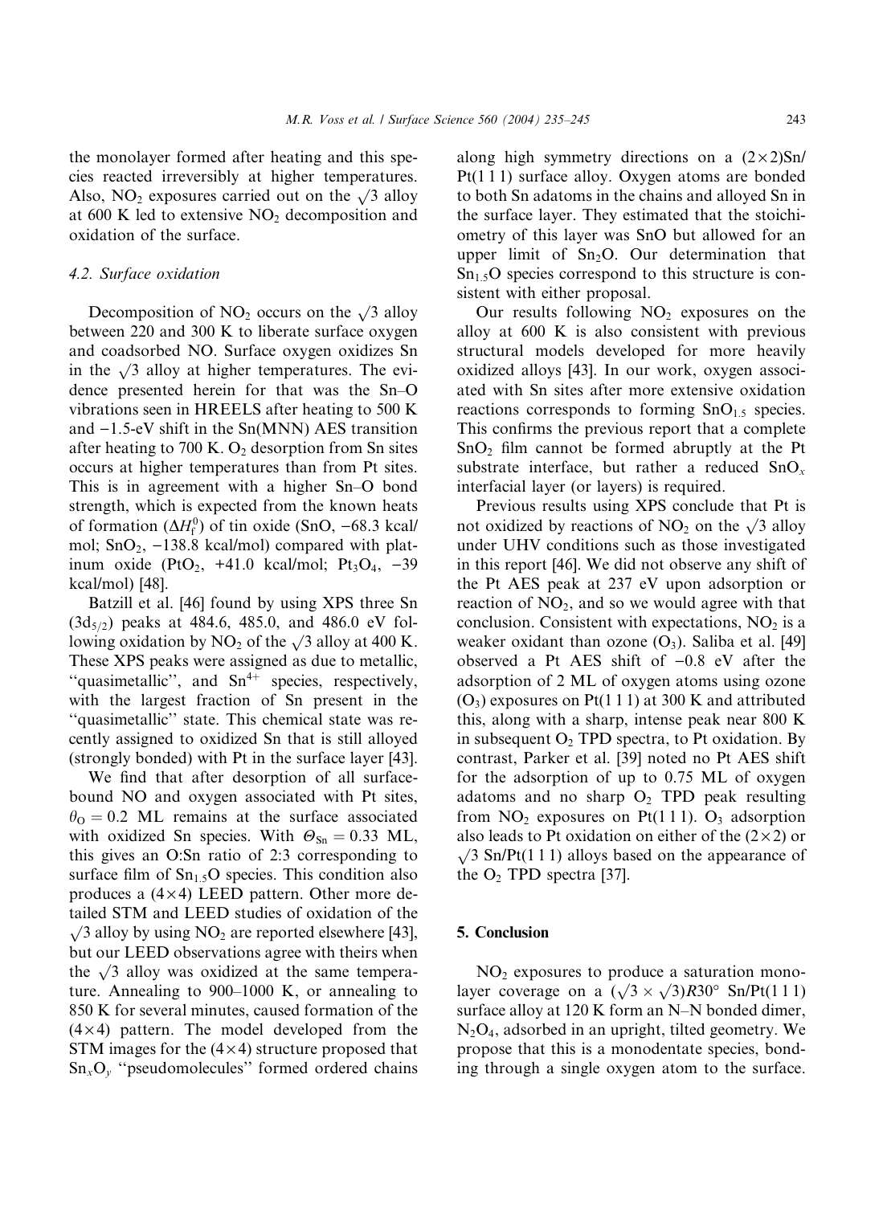the monolayer formed after heating and this species reacted irreversibly at higher temperatures. Also, $NO_2$ exposures carried out on the $\sqrt{3}$ alloy at 600 K led to extensive $NO_2$ decomposition and oxidation of the surface.

### 4.2. Surface oxidation

Decomposition of $NO_2$ occurs on the $\sqrt{3}$ alloy between 220 and 300 K to liberate surface oxygen and coadsorbed NO. Surface oxygen oxidizes Sn in the $\sqrt{3}$ alloy at higher temperatures. The evidence presented herein for that was the Sn–O vibrations seen in HREELS after heating to 500 K and −1.5-eV shift in the Sn(MNN) AES transition after heating to 700 K. $O_2$ desorption from Sn sites occurs at higher temperatures than from Pt sites. This is in agreement with a higher Sn–O bond strength, which is expected from the known heats of formation ($\Delta H_f^0$) of tin oxide (SnO, −68.3 kcal/mol; $SnO_2$, −138.8 kcal/mol) compared with platinum oxide ($PtO_2$, +41.0 kcal/mol; $Pt_3O_4$, −39 kcal/mol) [48].

Batzill et al. [46] found by using XPS three Sn ($3d_{5/2}$) peaks at 484.6, 485.0, and 486.0 eV following oxidation by $NO_2$ of the $\sqrt{3}$ alloy at 400 K. These XPS peaks were assigned as due to metallic, "quasimetallic", and $Sn^{4+}$ species, respectively, with the largest fraction of Sn present in the "quasimetallic" state. This chemical state was recently assigned to oxidized Sn that is still alloyed (strongly bonded) with Pt in the surface layer [43].

We find that after desorption of all surface-bound NO and oxygen associated with Pt sites, $\theta_O = 0.2$ ML remains at the surface associated with oxidized Sn species. With $\Theta_{Sn} = 0.33$ ML, this gives an O:Sn ratio of 2:3 corresponding to surface film of $Sn_{1.5}O$ species. This condition also produces a $(4\times4)$ LEED pattern. Other more detailed STM and LEED studies of oxidation of the $\sqrt{3}$ alloy by using $NO_2$ are reported elsewhere [43], but our LEED observations agree with theirs when the $\sqrt{3}$ alloy was oxidized at the same temperature. Annealing to 900–1000 K, or annealing to 850 K for several minutes, caused formation of the $(4\times4)$ pattern. The model developed from the STM images for the $(4\times4)$ structure proposed that $Sn_xO_y$ "pseudomolecules" formed ordered chains along high symmetry directions on a $(2\times2)$Sn/Pt(111) surface alloy. Oxygen atoms are bonded to both Sn adatoms in the chains and alloyed Sn in the surface layer. They estimated that the stoichiometry of this layer was SnO but allowed for an upper limit of $Sn_2O$. Our determination that $Sn_{1.5}O$ species correspond to this structure is consistent with either proposal.

Our results following $NO_2$ exposures on the alloy at 600 K is also consistent with previous structural models developed for more heavily oxidized alloys [43]. In our work, oxygen associated with Sn sites after more extensive oxidation reactions corresponds to forming $SnO_{1.5}$ species. This confirms the previous report that a complete $SnO_2$ film cannot be formed abruptly at the Pt substrate interface, but rather a reduced $SnO_x$ interfacial layer (or layers) is required.

Previous results using XPS conclude that Pt is not oxidized by reactions of $NO_2$ on the $\sqrt{3}$ alloy under UHV conditions such as those investigated in this report [46]. We did not observe any shift of the Pt AES peak at 237 eV upon adsorption or reaction of $NO_2$, and so we would agree with that conclusion. Consistent with expectations, $NO_2$ is a weaker oxidant than ozone ($O_3$). Saliba et al. [49] observed a Pt AES shift of −0.8 eV after the adsorption of 2 ML of oxygen atoms using ozone ($O_3$) exposures on Pt(111) at 300 K and attributed this, along with a sharp, intense peak near 800 K in subsequent $O_2$ TPD spectra, to Pt oxidation. By contrast, Parker et al. [39] noted no Pt AES shift for the adsorption of up to 0.75 ML of oxygen adatoms and no sharp $O_2$ TPD peak resulting from $NO_2$ exposures on Pt(111). $O_3$ adsorption also leads to Pt oxidation on either of the $(2\times2)$ or $\sqrt{3}$ Sn/Pt(111) alloys based on the appearance of the $O_2$ TPD spectra [37].

## 5. Conclusion

$NO_2$ exposures to produce a saturation monolayer coverage on a $(\sqrt{3}\times\sqrt{3})R30^\circ$ Sn/Pt(111) surface alloy at 120 K form an N–N bonded dimer, $N_2O_4$, adsorbed in an upright, tilted geometry. We propose that this is a monodentate species, bonding through a single oxygen atom to the surface.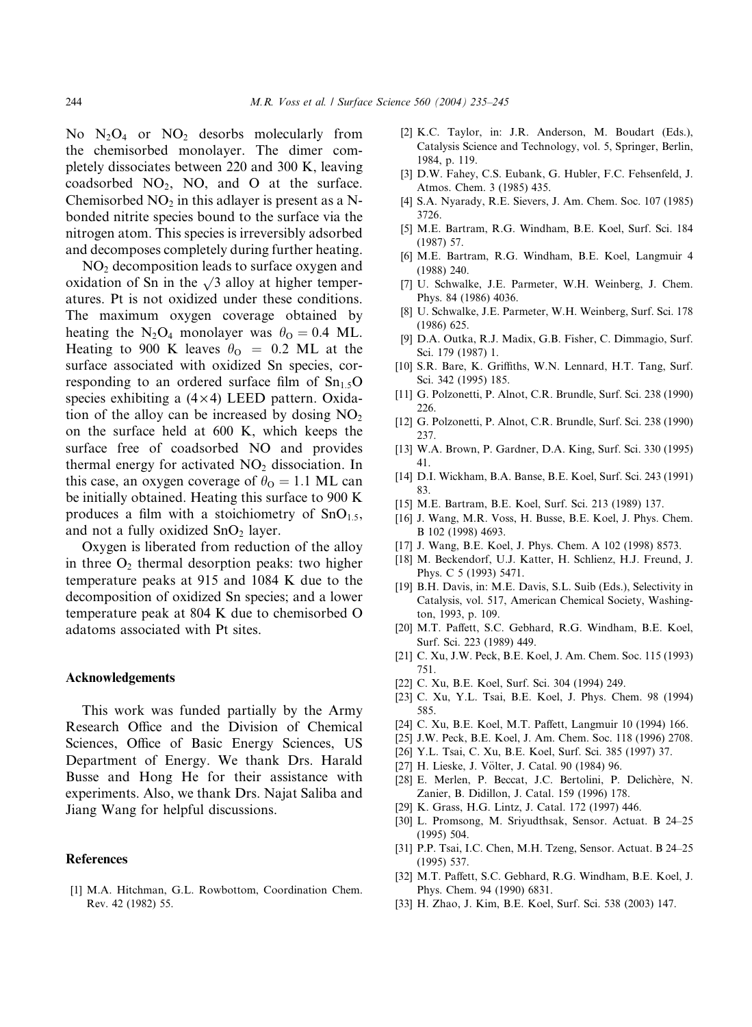No $N_2O_4$ or $NO_2$ desorbs molecularly from the chemisorbed monolayer. The dimer completely dissociates between 220 and 300 K, leaving coadsorbed $NO_2$, NO, and O at the surface. Chemisorbed $NO_2$ in this adlayer is present as a N-bonded nitrite species bound to the surface via the nitrogen atom. This species is irreversibly adsorbed and decomposes completely during further heating.

$NO_2$ decomposition leads to surface oxygen and oxidation of Sn in the $\sqrt{3}$ alloy at higher temperatures. Pt is not oxidized under these conditions. The maximum oxygen coverage obtained by heating the $N_2O_4$ monolayer was $\theta_O = 0.4$ ML. Heating to 900 K leaves $\theta_O = 0.2$ ML at the surface associated with oxidized Sn species, corresponding to an ordered surface film of $Sn_{1.5}O$ species exhibiting a $(4\times4)$ LEED pattern. Oxidation of the alloy can be increased by dosing $NO_2$ on the surface held at 600 K, which keeps the surface free of coadsorbed NO and provides thermal energy for activated $NO_2$ dissociation. In this case, an oxygen coverage of $\theta_O = 1.1$ ML can be initially obtained. Heating this surface to 900 K produces a film with a stoichiometry of $SnO_{1.5}$, and not a fully oxidized $SnO_2$ layer.

Oxygen is liberated from reduction of the alloy in three $O_2$ thermal desorption peaks: two higher temperature peaks at 915 and 1084 K due to the decomposition of oxidized Sn species; and a lower temperature peak at 804 K due to chemisorbed O adatoms associated with Pt sites.

## Acknowledgements

This work was funded partially by the Army Research Office and the Division of Chemical Sciences, Office of Basic Energy Sciences, US Department of Energy. We thank Drs. Harald Busse and Hong He for their assistance with experiments. Also, we thank Drs. Najat Saliba and Jiang Wang for helpful discussions.

## References

[1] M.A. Hitchman, G.L. Rowbottom, Coordination Chem. Rev. 42 (1982) 55.
[2] K.C. Taylor, in: J.R. Anderson, M. Boudart (Eds.), Catalysis Science and Technology, vol. 5, Springer, Berlin, 1984, p. 119.
[3] D.W. Fahey, C.S. Eubank, G. Hubler, F.C. Fehsenfeld, J. Atmos. Chem. 3 (1985) 435.
[4] S.A. Nyarady, R.E. Sievers, J. Am. Chem. Soc. 107 (1985) 3726.
[5] M.E. Bartram, R.G. Windham, B.E. Koel, Surf. Sci. 184 (1987) 57.
[6] M.E. Bartram, R.G. Windham, B.E. Koel, Langmuir 4 (1988) 240.
[7] U. Schwalke, J.E. Parmeter, W.H. Weinberg, J. Chem. Phys. 84 (1986) 4036.
[8] U. Schwalke, J.E. Parmeter, W.H. Weinberg, Surf. Sci. 178 (1986) 625.
[9] D.A. Outka, R.J. Madix, G.B. Fisher, C. Dimmagio, Surf. Sci. 179 (1987) 1.
[10] S.R. Bare, K. Griffiths, W.N. Lennard, H.T. Tang, Surf. Sci. 342 (1995) 185.
[11] G. Polzonetti, P. Alnot, C.R. Brundle, Surf. Sci. 238 (1990) 226.
[12] G. Polzonetti, P. Alnot, C.R. Brundle, Surf. Sci. 238 (1990) 237.
[13] W.A. Brown, P. Gardner, D.A. King, Surf. Sci. 330 (1995) 41.
[14] D.I. Wickham, B.A. Banse, B.E. Koel, Surf. Sci. 243 (1991) 83.
[15] M.E. Bartram, B.E. Koel, Surf. Sci. 213 (1989) 137.
[16] J. Wang, M.R. Voss, H. Busse, B.E. Koel, J. Phys. Chem. B 102 (1998) 4693.
[17] J. Wang, B.E. Koel, J. Phys. Chem. A 102 (1998) 8573.
[18] M. Beckendorf, U.J. Katter, H. Schlienz, H.J. Freund, J. Phys. C 5 (1993) 5471.
[19] B.H. Davis, in: M.E. Davis, S.L. Suib (Eds.), Selectivity in Catalysis, vol. 517, American Chemical Society, Washington, 1993, p. 109.
[20] M.T. Paffett, S.C. Gebhard, R.G. Windham, B.E. Koel, Surf. Sci. 223 (1989) 449.
[21] C. Xu, J.W. Peck, B.E. Koel, J. Am. Chem. Soc. 115 (1993) 751.
[22] C. Xu, B.E. Koel, Surf. Sci. 304 (1994) 249.
[23] C. Xu, Y.L. Tsai, B.E. Koel, J. Phys. Chem. 98 (1994) 585.
[24] C. Xu, B.E. Koel, M.T. Paffett, Langmuir 10 (1994) 166.
[25] J.W. Peck, B.E. Koel, J. Am. Chem. Soc. 118 (1996) 2708.
[26] Y.L. Tsai, C. Xu, B.E. Koel, Surf. Sci. 385 (1997) 37.
[27] H. Lieske, J. Völter, J. Catal. 90 (1984) 96.
[28] E. Merlen, P. Beccat, J.C. Bertolini, P. Delichère, N. Zanier, B. Didillon, J. Catal. 159 (1996) 178.
[29] K. Grass, H.G. Lintz, J. Catal. 172 (1997) 446.
[30] L. Promsong, M. Sriyudthsak, Sensor. Actuat. B 24–25 (1995) 504.
[31] P.P. Tsai, I.C. Chen, M.H. Tzeng, Sensor. Actuat. B 24–25 (1995) 537.
[32] M.T. Paffett, S.C. Gebhard, R.G. Windham, B.E. Koel, J. Phys. Chem. 94 (1990) 6831.
[33] H. Zhao, J. Kim, B.E. Koel, Surf. Sci. 538 (2003) 147.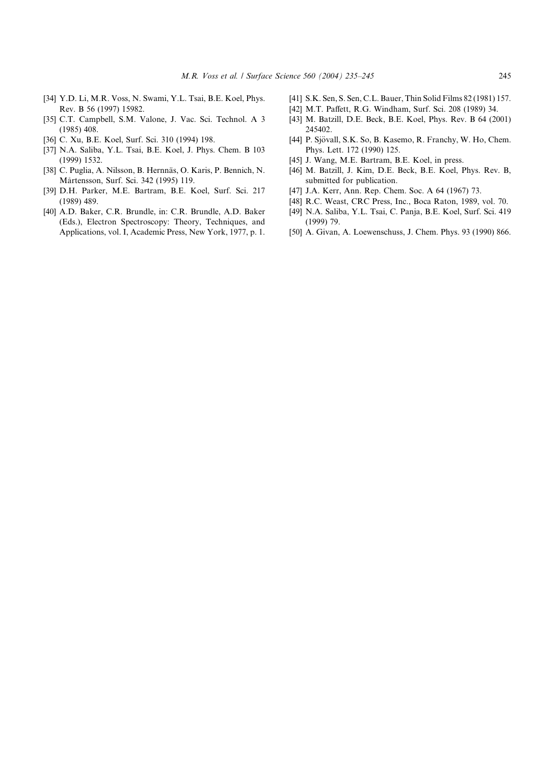[34] Y.D. Li, M.R. Voss, N. Swami, Y.L. Tsai, B.E. Koel, Phys. Rev. B 56 (1997) 15982.

[35] C.T. Campbell, S.M. Valone, J. Vac. Sci. Technol. A 3 (1985) 408.

[36] C. Xu, B.E. Koel, Surf. Sci. 310 (1994) 198.

[37] N.A. Saliba, Y.L. Tsai, B.E. Koel, J. Phys. Chem. B 103 (1999) 1532.

[38] C. Puglia, A. Nilsson, B. Hernnäs, O. Karis, P. Bennich, N. Mårtensson, Surf. Sci. 342 (1995) 119.

[39] D.H. Parker, M.E. Bartram, B.E. Koel, Surf. Sci. 217 (1989) 489.

[40] A.D. Baker, C.R. Brundle, in: C.R. Brundle, A.D. Baker (Eds.), Electron Spectroscopy: Theory, Techniques, and Applications, vol. I, Academic Press, New York, 1977, p. 1.

[41] S.K. Sen, S. Sen, C.L. Bauer, Thin Solid Films 82 (1981) 157.

[42] M.T. Paffett, R.G. Windham, Surf. Sci. 208 (1989) 34.

[43] M. Batzill, D.E. Beck, B.E. Koel, Phys. Rev. B 64 (2001) 245402.

[44] P. Sjövall, S.K. So, B. Kasemo, R. Franchy, W. Ho, Chem. Phys. Lett. 172 (1990) 125.

[45] J. Wang, M.E. Bartram, B.E. Koel, in press.

[46] M. Batzill, J. Kim, D.E. Beck, B.E. Koel, Phys. Rev. B, submitted for publication.

[47] J.A. Kerr, Ann. Rep. Chem. Soc. A 64 (1967) 73.

[48] R.C. Weast, CRC Press, Inc., Boca Raton, 1989, vol. 70.

[49] N.A. Saliba, Y.L. Tsai, C. Panja, B.E. Koel, Surf. Sci. 419 (1999) 79.

[50] A. Givan, A. Loewenschuss, J. Chem. Phys. 93 (1990) 866.